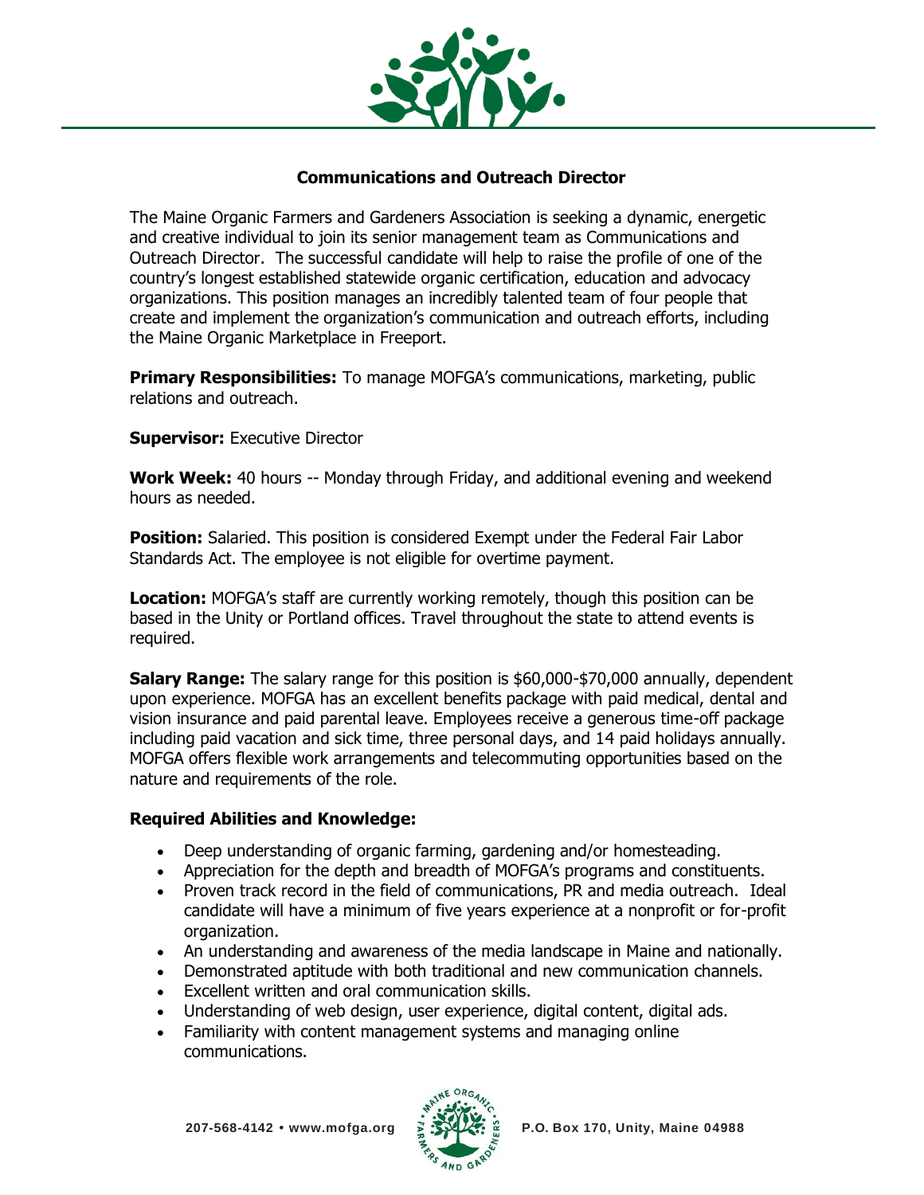## Communications and Outreach Director

The Maine Organic Farmers and Gardeners Association is seeking a dynamic, energetic and creative individual to join its senior management team as Communications and Outreach Director. The successful candidate will help to raise the profile of one of the country's longest established statewide organic certification, education and advocacy organizations. This position manages an incredibly talented team of four people that create and implement the organization's communication and outreach efforts, including the Maine Organic Marketplace in Freeport.

**Primary Responsibilities:** To manage MOFGA's communications, marketing, public relations and outreach.

**Supervisor:** Executive Director

**Work Week:** 40 hours -- Monday through Friday, and additional evening and weekend hours as needed.

**Position:** Salaried. This position is considered Exempt under the Federal Fair Labor Standards Act. The employee is not eligible for overtime payment.

**Location:** MOFGA's staff are currently working remotely, though this position can be based in the Unity or Portland offices. Travel throughout the state to attend events is required.

**Salary Range:** The salary range for this position is $60,000-$70,000 annually, dependent upon experience. MOFGA has an excellent benefits package with paid medical, dental and vision insurance and paid parental leave. Employees receive a generous time-off package including paid vacation and sick time, three personal days, and 14 paid holidays annually. MOFGA offers flexible work arrangements and telecommuting opportunities based on the nature and requirements of the role.

### Required Abilities and Knowledge:

- Deep understanding of organic farming, gardening and/or homesteading.
- Appreciation for the depth and breadth of MOFGA's programs and constituents.
- Proven track record in the field of communications, PR and media outreach. Ideal candidate will have a minimum of five years experience at a nonprofit or for-profit organization.
- An understanding and awareness of the media landscape in Maine and nationally.
- Demonstrated aptitude with both traditional and new communication channels.
- Excellent written and oral communication skills.
- Understanding of web design, user experience, digital content, digital ads.
- Familiarity with content management systems and managing online communications.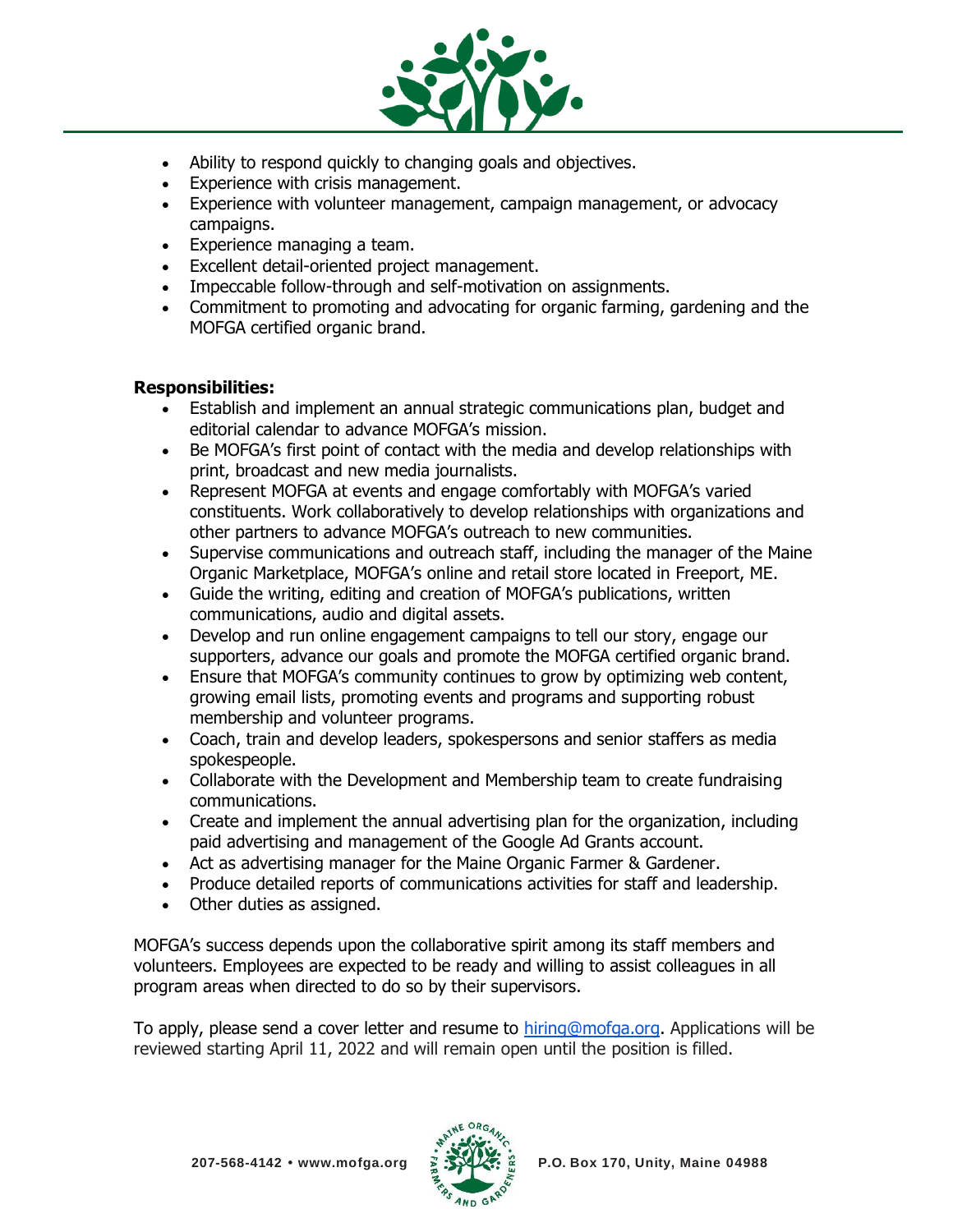- Ability to respond quickly to changing goals and objectives.
- Experience with crisis management.
- Experience with volunteer management, campaign management, or advocacy campaigns.
- Experience managing a team.
- Excellent detail-oriented project management.
- Impeccable follow-through and self-motivation on assignments.
- Commitment to promoting and advocating for organic farming, gardening and the MOFGA certified organic brand.

**Responsibilities:**

- Establish and implement an annual strategic communications plan, budget and editorial calendar to advance MOFGA's mission.
- Be MOFGA's first point of contact with the media and develop relationships with print, broadcast and new media journalists.
- Represent MOFGA at events and engage comfortably with MOFGA's varied constituents. Work collaboratively to develop relationships with organizations and other partners to advance MOFGA's outreach to new communities.
- Supervise communications and outreach staff, including the manager of the Maine Organic Marketplace, MOFGA's online and retail store located in Freeport, ME.
- Guide the writing, editing and creation of MOFGA's publications, written communications, audio and digital assets.
- Develop and run online engagement campaigns to tell our story, engage our supporters, advance our goals and promote the MOFGA certified organic brand.
- Ensure that MOFGA's community continues to grow by optimizing web content, growing email lists, promoting events and programs and supporting robust membership and volunteer programs.
- Coach, train and develop leaders, spokespersons and senior staffers as media spokespeople.
- Collaborate with the Development and Membership team to create fundraising communications.
- Create and implement the annual advertising plan for the organization, including paid advertising and management of the Google Ad Grants account.
- Act as advertising manager for the Maine Organic Farmer & Gardener.
- Produce detailed reports of communications activities for staff and leadership.
- Other duties as assigned.

MOFGA's success depends upon the collaborative spirit among its staff members and volunteers. Employees are expected to be ready and willing to assist colleagues in all program areas when directed to do so by their supervisors.

To apply, please send a cover letter and resume to [hiring@mofga.org](mailto:hiring@mofga.org). Applications will be reviewed starting April 11, 2022 and will remain open until the position is filled.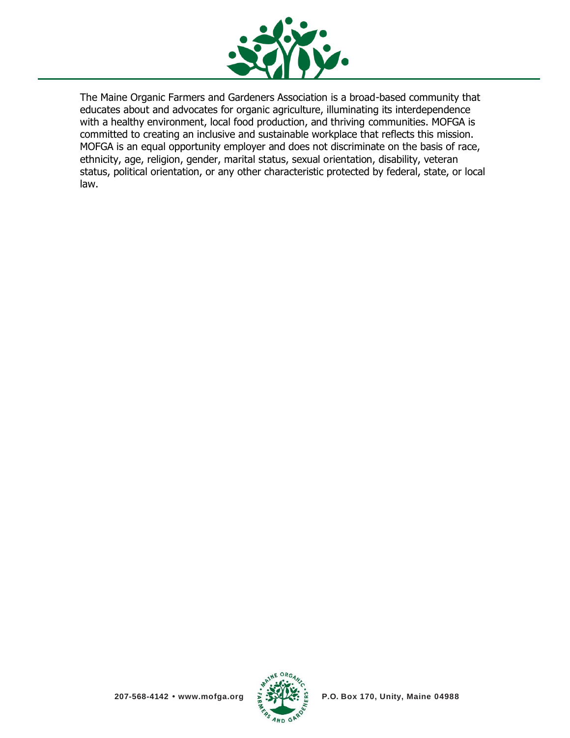The Maine Organic Farmers and Gardeners Association is a broad-based community that educates about and advocates for organic agriculture, illuminating its interdependence with a healthy environment, local food production, and thriving communities. MOFGA is committed to creating an inclusive and sustainable workplace that reflects this mission. MOFGA is an equal opportunity employer and does not discriminate on the basis of race, ethnicity, age, religion, gender, marital status, sexual orientation, disability, veteran status, political orientation, or any other characteristic protected by federal, state, or local law.